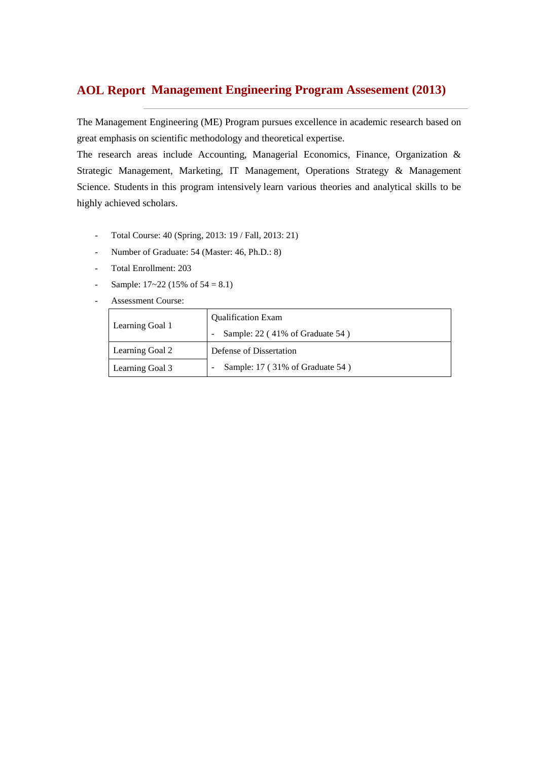# AOL Report Management Engineering Program Assesement (2013)

The Management Engineering (ME) Program pursues excellence in academic research based on great emphasis on scientific methodology and theoretical expertise.

The research areas include Accounting, Managerial Economics, Finance, Organization & Strategic Management, Marketing, IT Management, Operations Strategy & Management Science. Students in this program intensively learn various theories and analytical skills to be highly achieved scholars.

- Total Course: 40 (Spring, 2013: 19 / Fall, 2013: 21)
- Number of Graduate: 54 (Master: 46, Ph.D.: 8)
- Total Enrollment: 203
- Sample: 17~22 (15% of 54 = 8.1)
- Assessment Course:

| | |
|---|---|
| Learning Goal 1 | Qualification Exam<br>- Sample: 22 ( 41% of Graduate 54 ) |
| Learning Goal 2 | Defense of Dissertation<br>- Sample: 17 ( 31% of Graduate 54 ) |
| Learning Goal 3 | |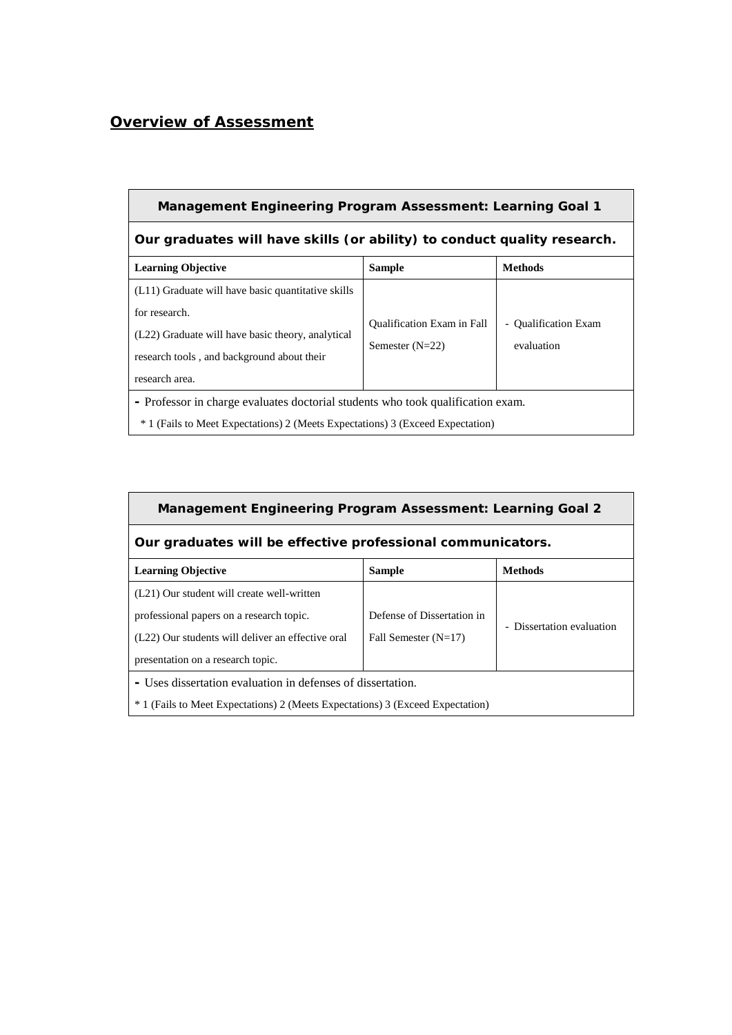## Overview of Assessment

| Management Engineering Program Assessment: Learning Goal 1 | | |
|---|---|---|
| **Our graduates will have skills (or ability) to conduct quality research.** | | |
| **Learning Objective** | **Sample** | **Methods** |
| (L11) Graduate will have basic quantitative skills for research.<br>(L22) Graduate will have basic theory, analytical research tools , and background about their research area. | Qualification Exam in Fall Semester (N=22) | - Qualification Exam evaluation |
| - Professor in charge evaluates doctorial students who took qualification exam.<br>* 1 (Fails to Meet Expectations) 2 (Meets Expectations) 3 (Exceed Expectation) | | |

| Management Engineering Program Assessment: Learning Goal 2 | | |
|---|---|---|
| **Our graduates will be effective professional communicators.** | | |
| **Learning Objective** | **Sample** | **Methods** |
| (L21) Our student will create well-written professional papers on a research topic.<br>(L22) Our students will deliver an effective oral presentation on a research topic. | Defense of Dissertation in Fall Semester (N=17) | - Dissertation evaluation |
| - Uses dissertation evaluation in defenses of dissertation.<br>* 1 (Fails to Meet Expectations) 2 (Meets Expectations) 3 (Exceed Expectation) | | |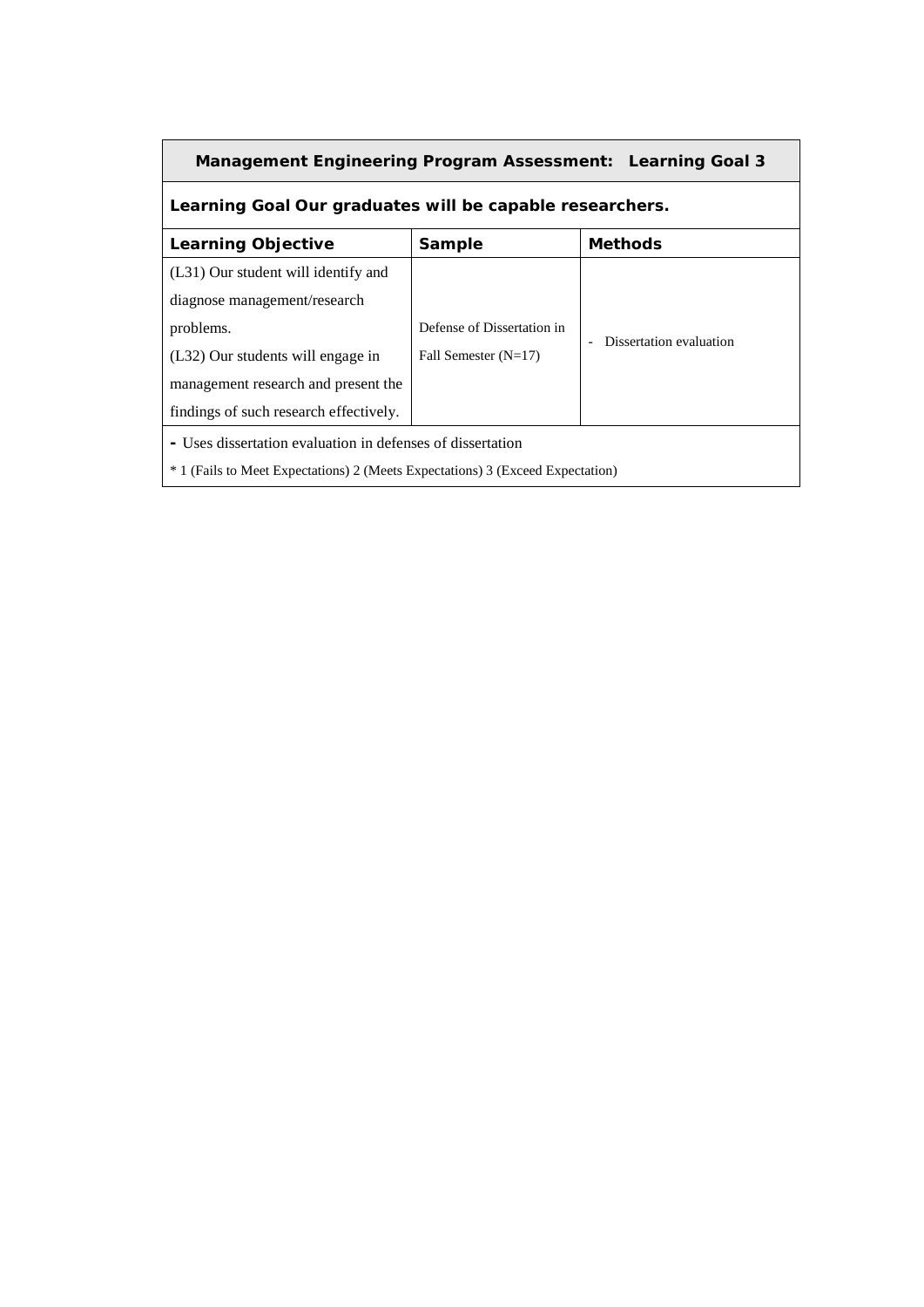| Management Engineering Program Assessment: Learning Goal 3 | | |
|---|---|---|
| **Learning Goal Our graduates will be capable researchers.** | | |
| **Learning Objective** | **Sample** | **Methods** |
| (L31) Our student will identify and diagnose management/research problems.<br>(L32) Our students will engage in management research and present the findings of such research effectively. | Defense of Dissertation in Fall Semester (N=17) | - Dissertation evaluation |
| - Uses dissertation evaluation in defenses of dissertation<br>* 1 (Fails to Meet Expectations) 2 (Meets Expectations) 3 (Exceed Expectation) | | |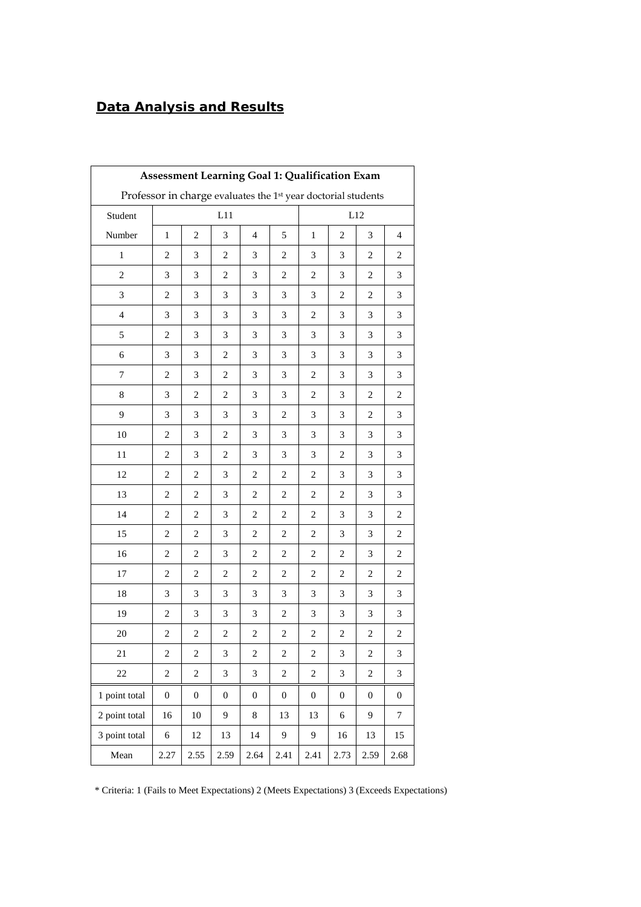## Data Analysis and Results

| Assessment Learning Goal 1: Qualification Exam | | | | | | | | | |
|---|---|---|---|---|---|---|---|---|---|
| Professor in charge evaluates the 1st year doctorial students | | | | | | | | | |
| Student | L11 | | | | | L12 | | | |
| Number | 1 | 2 | 3 | 4 | 5 | 1 | 2 | 3 | 4 |
| 1 | 2 | 3 | 2 | 3 | 2 | 3 | 3 | 2 | 2 |
| 2 | 3 | 3 | 2 | 3 | 2 | 2 | 3 | 2 | 3 |
| 3 | 2 | 3 | 3 | 3 | 3 | 3 | 2 | 2 | 3 |
| 4 | 3 | 3 | 3 | 3 | 3 | 2 | 3 | 3 | 3 |
| 5 | 2 | 3 | 3 | 3 | 3 | 3 | 3 | 3 | 3 |
| 6 | 3 | 3 | 2 | 3 | 3 | 3 | 3 | 3 | 3 |
| 7 | 2 | 3 | 2 | 3 | 3 | 2 | 3 | 3 | 3 |
| 8 | 3 | 2 | 2 | 3 | 3 | 2 | 3 | 2 | 2 |
| 9 | 3 | 3 | 3 | 3 | 2 | 3 | 3 | 2 | 3 |
| 10 | 2 | 3 | 2 | 3 | 3 | 3 | 3 | 3 | 3 |
| 11 | 2 | 3 | 2 | 3 | 3 | 3 | 2 | 3 | 3 |
| 12 | 2 | 2 | 3 | 2 | 2 | 2 | 3 | 3 | 3 |
| 13 | 2 | 2 | 3 | 2 | 2 | 2 | 2 | 3 | 3 |
| 14 | 2 | 2 | 3 | 2 | 2 | 2 | 3 | 3 | 2 |
| 15 | 2 | 2 | 3 | 2 | 2 | 2 | 3 | 3 | 2 |
| 16 | 2 | 2 | 3 | 2 | 2 | 2 | 2 | 3 | 2 |
| 17 | 2 | 2 | 2 | 2 | 2 | 2 | 2 | 2 | 2 |
| 18 | 3 | 3 | 3 | 3 | 3 | 3 | 3 | 3 | 3 |
| 19 | 2 | 3 | 3 | 3 | 2 | 3 | 3 | 3 | 3 |
| 20 | 2 | 2 | 2 | 2 | 2 | 2 | 2 | 2 | 2 |
| 21 | 2 | 2 | 3 | 2 | 2 | 2 | 3 | 2 | 3 |
| 22 | 2 | 2 | 3 | 3 | 2 | 2 | 3 | 2 | 3 |
| 1 point total | 0 | 0 | 0 | 0 | 0 | 0 | 0 | 0 | 0 |
| 2 point total | 16 | 10 | 9 | 8 | 13 | 13 | 6 | 9 | 7 |
| 3 point total | 6 | 12 | 13 | 14 | 9 | 9 | 16 | 13 | 15 |
| Mean | 2.27 | 2.55 | 2.59 | 2.64 | 2.41 | 2.41 | 2.73 | 2.59 | 2.68 |

* Criteria: 1 (Fails to Meet Expectations) 2 (Meets Expectations) 3 (Exceeds Expectations)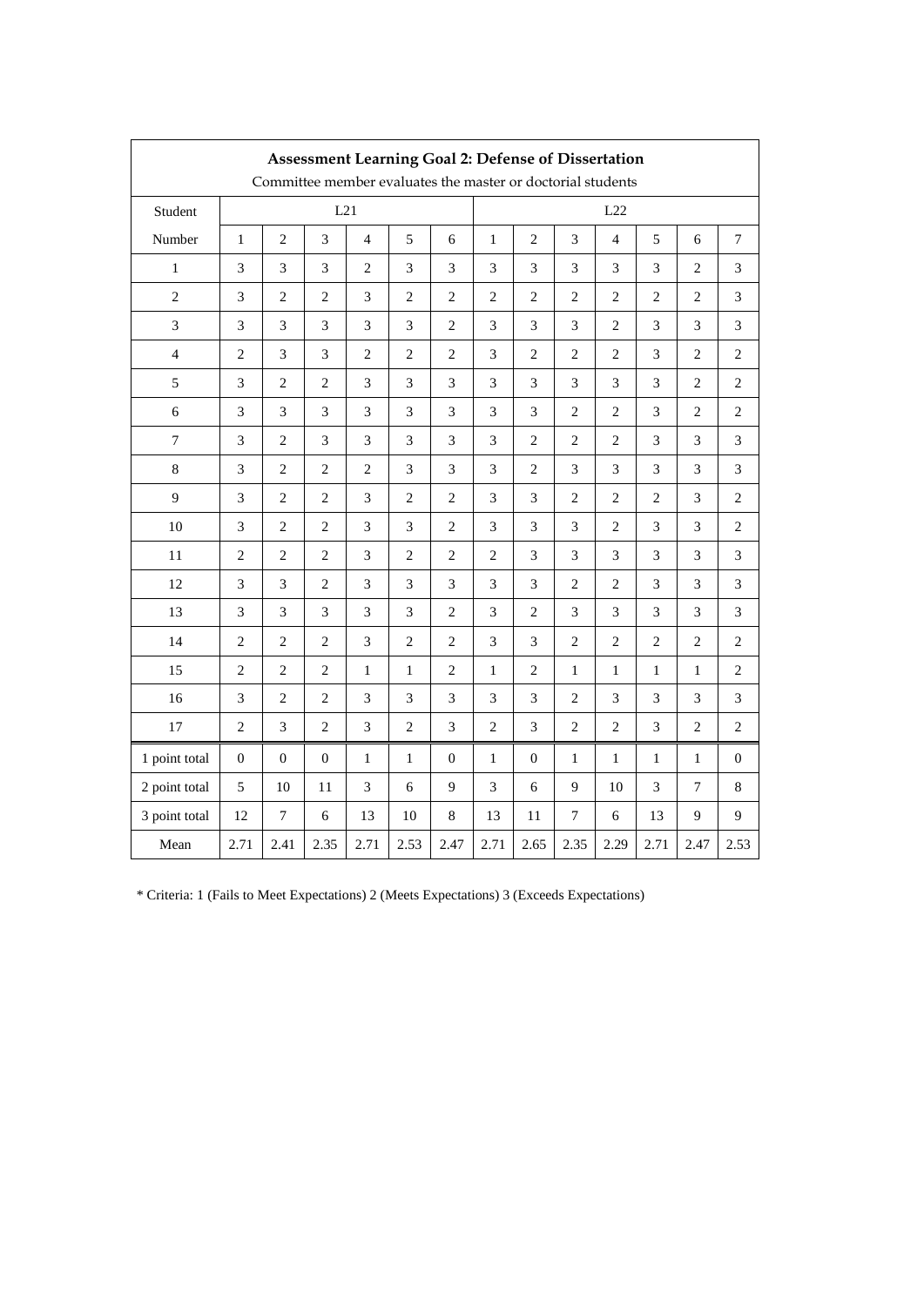**Assessment Learning Goal 2: Defense of Dissertation**

Committee member evaluates the master or doctorial students

| Student | L21 | | | | | | L22 | | | | | | |
|---|---|---|---|---|---|---|---|---|---|---|---|---|---|
| Number | 1 | 2 | 3 | 4 | 5 | 6 | 1 | 2 | 3 | 4 | 5 | 6 | 7 |
| 1 | 3 | 3 | 3 | 2 | 3 | 3 | 3 | 3 | 3 | 3 | 3 | 2 | 3 |
| 2 | 3 | 2 | 2 | 3 | 2 | 2 | 2 | 2 | 2 | 2 | 2 | 2 | 3 |
| 3 | 3 | 3 | 3 | 3 | 3 | 2 | 3 | 3 | 3 | 2 | 3 | 3 | 3 |
| 4 | 2 | 3 | 3 | 2 | 2 | 2 | 3 | 2 | 2 | 2 | 3 | 2 | 2 |
| 5 | 3 | 2 | 2 | 3 | 3 | 3 | 3 | 3 | 3 | 3 | 3 | 2 | 2 |
| 6 | 3 | 3 | 3 | 3 | 3 | 3 | 3 | 3 | 2 | 2 | 3 | 2 | 2 |
| 7 | 3 | 2 | 3 | 3 | 3 | 3 | 3 | 2 | 2 | 2 | 3 | 3 | 3 |
| 8 | 3 | 2 | 2 | 2 | 3 | 3 | 3 | 2 | 3 | 3 | 3 | 3 | 3 |
| 9 | 3 | 2 | 2 | 3 | 2 | 2 | 3 | 3 | 2 | 2 | 2 | 3 | 2 |
| 10 | 3 | 2 | 2 | 3 | 3 | 2 | 3 | 3 | 3 | 2 | 3 | 3 | 2 |
| 11 | 2 | 2 | 2 | 3 | 2 | 2 | 2 | 3 | 3 | 3 | 3 | 3 | 3 |
| 12 | 3 | 3 | 2 | 3 | 3 | 3 | 3 | 3 | 2 | 2 | 3 | 3 | 3 |
| 13 | 3 | 3 | 3 | 3 | 3 | 2 | 3 | 2 | 3 | 3 | 3 | 3 | 3 |
| 14 | 2 | 2 | 2 | 3 | 2 | 2 | 3 | 3 | 2 | 2 | 2 | 2 | 2 |
| 15 | 2 | 2 | 2 | 1 | 1 | 2 | 1 | 2 | 1 | 1 | 1 | 1 | 2 |
| 16 | 3 | 2 | 2 | 3 | 3 | 3 | 3 | 3 | 2 | 3 | 3 | 3 | 3 |
| 17 | 2 | 3 | 2 | 3 | 2 | 3 | 2 | 3 | 2 | 2 | 3 | 2 | 2 |
| 1 point total | 0 | 0 | 0 | 1 | 1 | 0 | 1 | 0 | 1 | 1 | 1 | 1 | 0 |
| 2 point total | 5 | 10 | 11 | 3 | 6 | 9 | 3 | 6 | 9 | 10 | 3 | 7 | 8 |
| 3 point total | 12 | 7 | 6 | 13 | 10 | 8 | 13 | 11 | 7 | 6 | 13 | 9 | 9 |
| Mean | 2.71 | 2.41 | 2.35 | 2.71 | 2.53 | 2.47 | 2.71 | 2.65 | 2.35 | 2.29 | 2.71 | 2.47 | 2.53 |

* Criteria: 1 (Fails to Meet Expectations) 2 (Meets Expectations) 3 (Exceeds Expectations)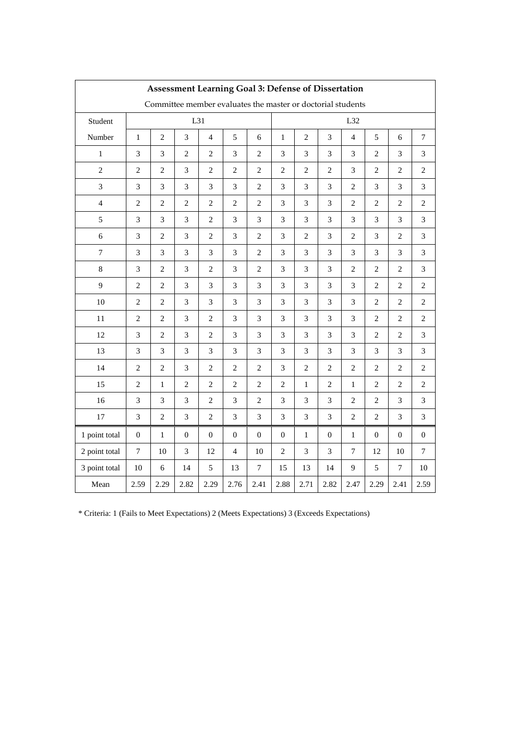**Assessment Learning Goal 3: Defense of Dissertation**

Committee member evaluates the master or doctorial students

| Student | L31 | | | | | | L32 | | | | | | |
|---|---|---|---|---|---|---|---|---|---|---|---|---|---|
| Number | 1 | 2 | 3 | 4 | 5 | 6 | 1 | 2 | 3 | 4 | 5 | 6 | 7 |
| 1 | 3 | 3 | 2 | 2 | 3 | 2 | 3 | 3 | 3 | 3 | 2 | 3 | 3 |
| 2 | 2 | 2 | 3 | 2 | 2 | 2 | 2 | 2 | 2 | 3 | 2 | 2 | 2 |
| 3 | 3 | 3 | 3 | 3 | 3 | 2 | 3 | 3 | 3 | 2 | 3 | 3 | 3 |
| 4 | 2 | 2 | 2 | 2 | 2 | 2 | 3 | 3 | 3 | 2 | 2 | 2 | 2 |
| 5 | 3 | 3 | 3 | 2 | 3 | 3 | 3 | 3 | 3 | 3 | 3 | 3 | 3 |
| 6 | 3 | 2 | 3 | 2 | 3 | 2 | 3 | 2 | 3 | 2 | 3 | 2 | 3 |
| 7 | 3 | 3 | 3 | 3 | 3 | 2 | 3 | 3 | 3 | 3 | 3 | 3 | 3 |
| 8 | 3 | 2 | 3 | 2 | 3 | 2 | 3 | 3 | 3 | 2 | 2 | 2 | 3 |
| 9 | 2 | 2 | 3 | 3 | 3 | 3 | 3 | 3 | 3 | 3 | 2 | 2 | 2 |
| 10 | 2 | 2 | 3 | 3 | 3 | 3 | 3 | 3 | 3 | 3 | 2 | 2 | 2 |
| 11 | 2 | 2 | 3 | 2 | 3 | 3 | 3 | 3 | 3 | 3 | 2 | 2 | 2 |
| 12 | 3 | 2 | 3 | 2 | 3 | 3 | 3 | 3 | 3 | 3 | 2 | 2 | 3 |
| 13 | 3 | 3 | 3 | 3 | 3 | 3 | 3 | 3 | 3 | 3 | 3 | 3 | 3 |
| 14 | 2 | 2 | 3 | 2 | 2 | 2 | 3 | 2 | 2 | 2 | 2 | 2 | 2 |
| 15 | 2 | 1 | 2 | 2 | 2 | 2 | 2 | 1 | 2 | 1 | 2 | 2 | 2 |
| 16 | 3 | 3 | 3 | 2 | 3 | 2 | 3 | 3 | 3 | 2 | 2 | 3 | 3 |
| 17 | 3 | 2 | 3 | 2 | 3 | 3 | 3 | 3 | 3 | 2 | 2 | 3 | 3 |
| 1 point total | 0 | 1 | 0 | 0 | 0 | 0 | 0 | 1 | 0 | 1 | 0 | 0 | 0 |
| 2 point total | 7 | 10 | 3 | 12 | 4 | 10 | 2 | 3 | 3 | 7 | 12 | 10 | 7 |
| 3 point total | 10 | 6 | 14 | 5 | 13 | 7 | 15 | 13 | 14 | 9 | 5 | 7 | 10 |
| Mean | 2.59 | 2.29 | 2.82 | 2.29 | 2.76 | 2.41 | 2.88 | 2.71 | 2.82 | 2.47 | 2.29 | 2.41 | 2.59 |

* Criteria: 1 (Fails to Meet Expectations) 2 (Meets Expectations) 3 (Exceeds Expectations)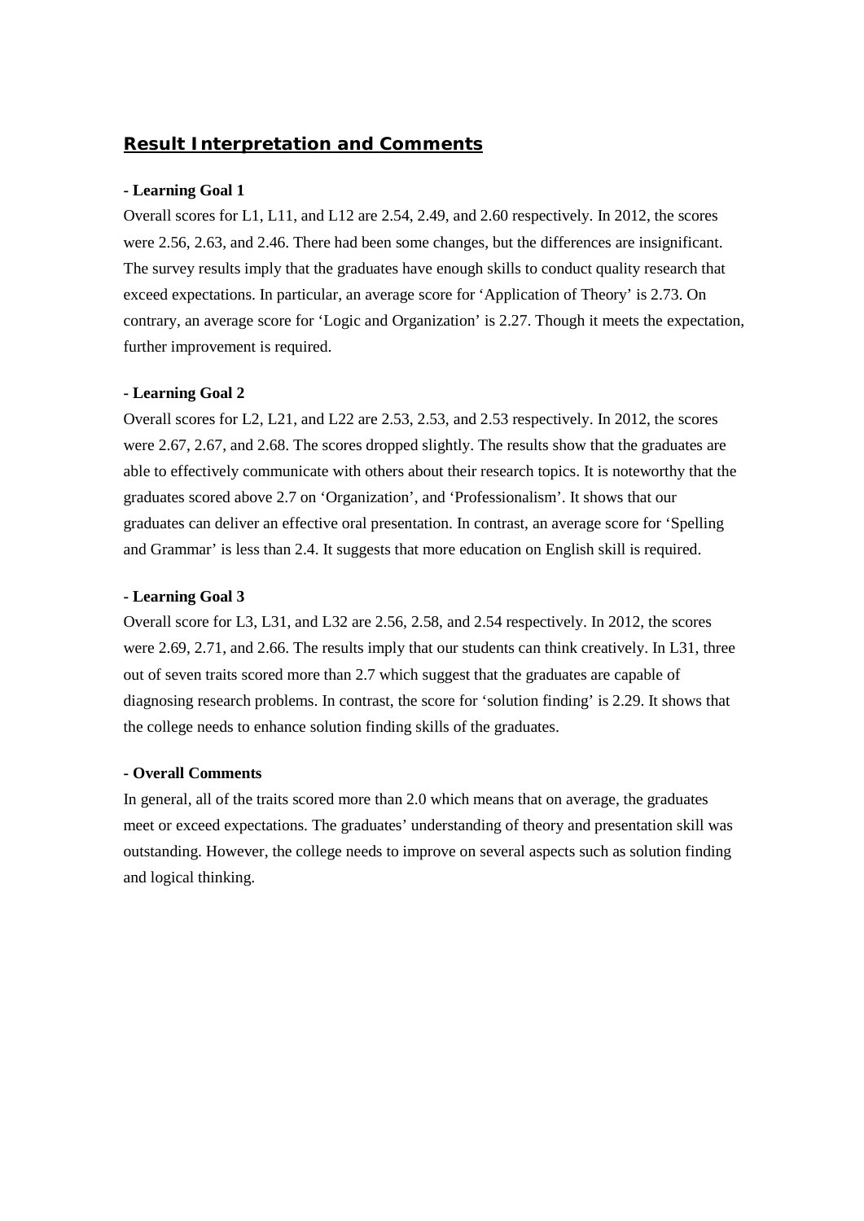## Result Interpretation and Comments

**- Learning Goal 1**

Overall scores for L1, L11, and L12 are 2.54, 2.49, and 2.60 respectively. In 2012, the scores were 2.56, 2.63, and 2.46. There had been some changes, but the differences are insignificant. The survey results imply that the graduates have enough skills to conduct quality research that exceed expectations. In particular, an average score for 'Application of Theory' is 2.73. On contrary, an average score for 'Logic and Organization' is 2.27. Though it meets the expectation, further improvement is required.

**- Learning Goal 2**

Overall scores for L2, L21, and L22 are 2.53, 2.53, and 2.53 respectively. In 2012, the scores were 2.67, 2.67, and 2.68. The scores dropped slightly. The results show that the graduates are able to effectively communicate with others about their research topics. It is noteworthy that the graduates scored above 2.7 on 'Organization', and 'Professionalism'. It shows that our graduates can deliver an effective oral presentation. In contrast, an average score for 'Spelling and Grammar' is less than 2.4. It suggests that more education on English skill is required.

**- Learning Goal 3**

Overall score for L3, L31, and L32 are 2.56, 2.58, and 2.54 respectively. In 2012, the scores were 2.69, 2.71, and 2.66. The results imply that our students can think creatively. In L31, three out of seven traits scored more than 2.7 which suggest that the graduates are capable of diagnosing research problems. In contrast, the score for 'solution finding' is 2.29. It shows that the college needs to enhance solution finding skills of the graduates.

**- Overall Comments**

In general, all of the traits scored more than 2.0 which means that on average, the graduates meet or exceed expectations. The graduates' understanding of theory and presentation skill was outstanding. However, the college needs to improve on several aspects such as solution finding and logical thinking.